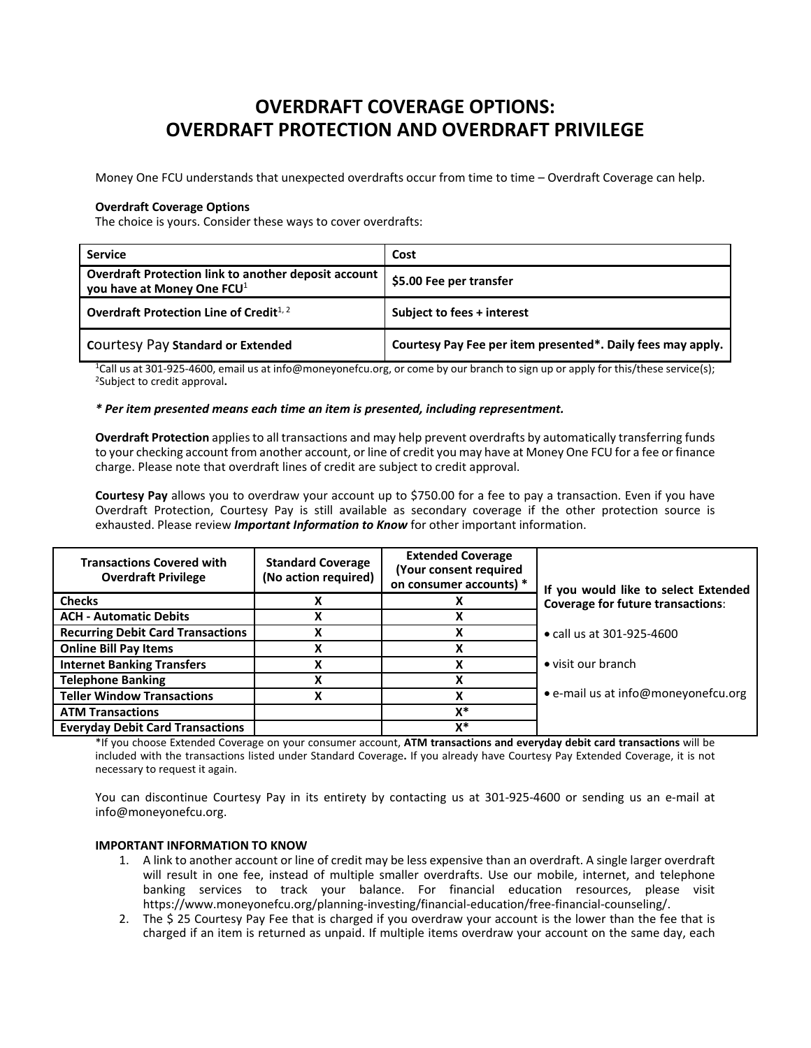# OVERDRAFT COVERAGE OPTIONS: OVERDRAFT PROTECTION AND OVERDRAFT PRIVILEGE

Money One FCU understands that unexpected overdrafts occur from time to time – Overdraft Coverage can help.

**Overdraft Coverage Options**
The choice is yours. Consider these ways to cover overdrafts:

| Service | Cost |
|---|---|
| **Overdraft Protection link to another deposit account you have at Money One FCU**[1] | **$5.00 Fee per transfer** |
| **Overdraft Protection Line of Credit**[1, 2] | **Subject to fees + interest** |
| **Courtesy Pay Standard or Extended** | **Courtesy Pay Fee per item presented\*. Daily fees may apply.** |

[1]Call us at 301-925-4600, email us at info@moneyonefcu.org, or come by our branch to sign up or apply for this/these service(s); [2]Subject to credit approval**.**

***\* Per item presented means each time an item is presented, including representment.***

**Overdraft Protection** applies to all transactions and may help prevent overdrafts by automatically transferring funds to your checking account from another account, or line of credit you may have at Money One FCU for a fee or finance charge. Please note that overdraft lines of credit are subject to credit approval.

**Courtesy Pay** allows you to overdraw your account up to $750.00 for a fee to pay a transaction. Even if you have Overdraft Protection, Courtesy Pay is still available as secondary coverage if the other protection source is exhausted. Please review ***Important Information to Know*** for other important information.

| Transactions Covered with Overdraft Privilege | Standard Coverage (No action required) | Extended Coverage (Your consent required on consumer accounts) * | If you would like to select Extended Coverage for future transactions: |
|---|---|---|---|
| **Checks** | X | X | • call us at 301-925-4600 |
| **ACH - Automatic Debits** | X | X | |
| **Recurring Debit Card Transactions** | X | X | • visit our branch |
| **Online Bill Pay Items** | X | X | |
| **Internet Banking Transfers** | X | X | • e-mail us at info@moneyonefcu.org |
| **Telephone Banking** | X | X | |
| **Teller Window Transactions** | X | X | |
| **ATM Transactions** | | X* | |
| **Everyday Debit Card Transactions** | | X* | |

*If you choose Extended Coverage on your consumer account, **ATM transactions and everyday debit card transactions** will be included with the transactions listed under Standard Coverage**.** If you already have Courtesy Pay Extended Coverage, it is not necessary to request it again.

You can discontinue Courtesy Pay in its entirety by contacting us at 301-925-4600 or sending us an e-mail at info@moneyonefcu.org.

**IMPORTANT INFORMATION TO KNOW**

1. A link to another account or line of credit may be less expensive than an overdraft. A single larger overdraft will result in one fee, instead of multiple smaller overdrafts. Use our mobile, internet, and telephone banking services to track your balance. For financial education resources, please visit https://www.moneyonefcu.org/planning-investing/financial-education/free-financial-counseling/.
2. The $ 25 Courtesy Pay Fee that is charged if you overdraw your account is the lower than the fee that is charged if an item is returned as unpaid. If multiple items overdraw your account on the same day, each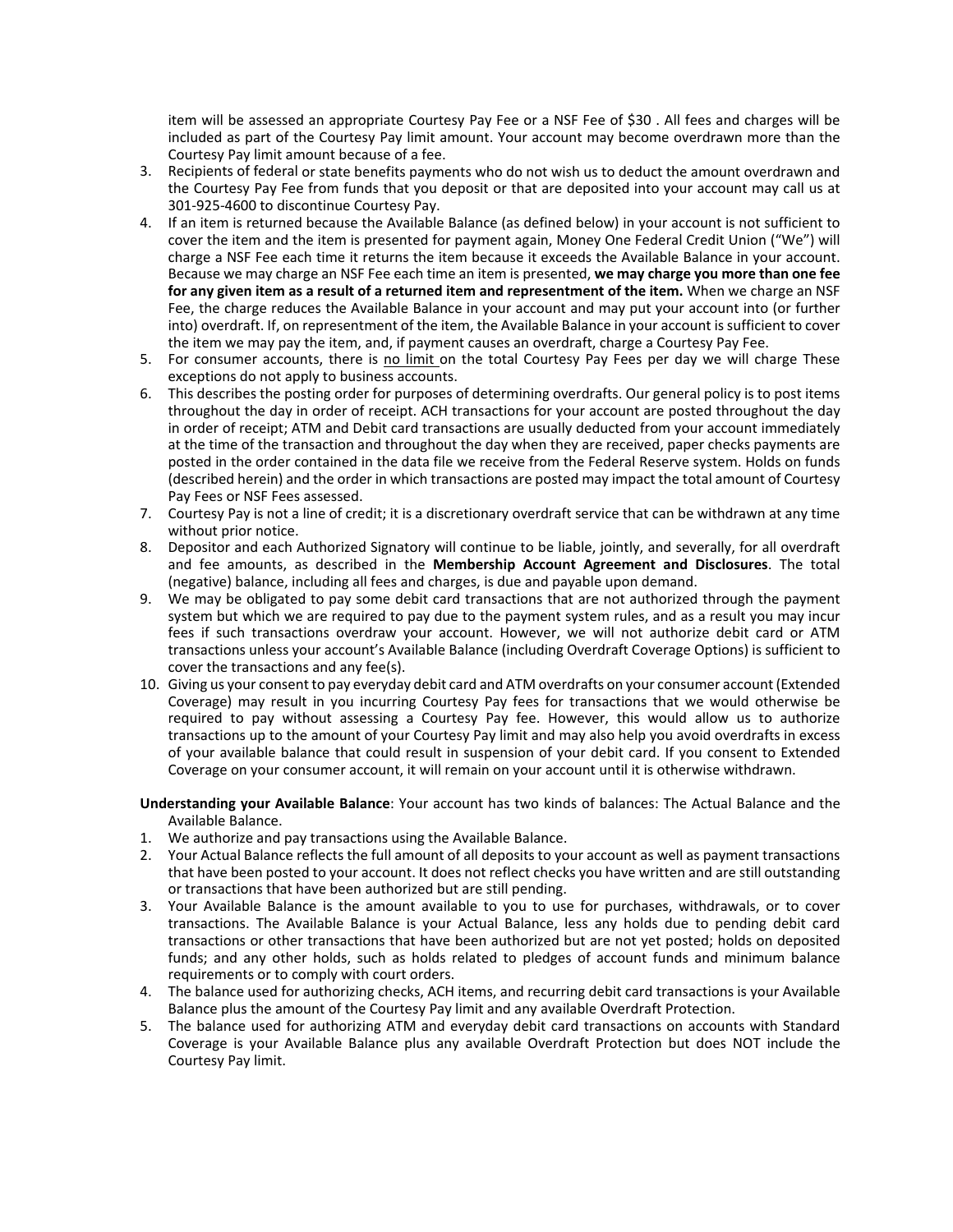item will be assessed an appropriate Courtesy Pay Fee or a NSF Fee of $30 . All fees and charges will be included as part of the Courtesy Pay limit amount. Your account may become overdrawn more than the Courtesy Pay limit amount because of a fee.

3. Recipients of federal or state benefits payments who do not wish us to deduct the amount overdrawn and the Courtesy Pay Fee from funds that you deposit or that are deposited into your account may call us at 301-925-4600 to discontinue Courtesy Pay.
4. If an item is returned because the Available Balance (as defined below) in your account is not sufficient to cover the item and the item is presented for payment again, Money One Federal Credit Union ("We") will charge a NSF Fee each time it returns the item because it exceeds the Available Balance in your account. Because we may charge an NSF Fee each time an item is presented, **we may charge you more than one fee for any given item as a result of a returned item and representment of the item.** When we charge an NSF Fee, the charge reduces the Available Balance in your account and may put your account into (or further into) overdraft. If, on representment of the item, the Available Balance in your account is sufficient to cover the item we may pay the item, and, if payment causes an overdraft, charge a Courtesy Pay Fee.
5. For consumer accounts, there is <u>no limit</u> on the total Courtesy Pay Fees per day we will charge These exceptions do not apply to business accounts.
6. This describes the posting order for purposes of determining overdrafts. Our general policy is to post items throughout the day in order of receipt. ACH transactions for your account are posted throughout the day in order of receipt; ATM and Debit card transactions are usually deducted from your account immediately at the time of the transaction and throughout the day when they are received, paper checks payments are posted in the order contained in the data file we receive from the Federal Reserve system. Holds on funds (described herein) and the order in which transactions are posted may impact the total amount of Courtesy Pay Fees or NSF Fees assessed.
7. Courtesy Pay is not a line of credit; it is a discretionary overdraft service that can be withdrawn at any time without prior notice.
8. Depositor and each Authorized Signatory will continue to be liable, jointly, and severally, for all overdraft and fee amounts, as described in the **Membership Account Agreement and Disclosures**. The total (negative) balance, including all fees and charges, is due and payable upon demand.
9. We may be obligated to pay some debit card transactions that are not authorized through the payment system but which we are required to pay due to the payment system rules, and as a result you may incur fees if such transactions overdraw your account. However, we will not authorize debit card or ATM transactions unless your account's Available Balance (including Overdraft Coverage Options) is sufficient to cover the transactions and any fee(s).
10. Giving us your consent to pay everyday debit card and ATM overdrafts on your consumer account (Extended Coverage) may result in you incurring Courtesy Pay fees for transactions that we would otherwise be required to pay without assessing a Courtesy Pay fee. However, this would allow us to authorize transactions up to the amount of your Courtesy Pay limit and may also help you avoid overdrafts in excess of your available balance that could result in suspension of your debit card. If you consent to Extended Coverage on your consumer account, it will remain on your account until it is otherwise withdrawn.

**Understanding your Available Balance**: Your account has two kinds of balances: The Actual Balance and the Available Balance.

1. We authorize and pay transactions using the Available Balance.
2. Your Actual Balance reflects the full amount of all deposits to your account as well as payment transactions that have been posted to your account. It does not reflect checks you have written and are still outstanding or transactions that have been authorized but are still pending.
3. Your Available Balance is the amount available to you to use for purchases, withdrawals, or to cover transactions. The Available Balance is your Actual Balance, less any holds due to pending debit card transactions or other transactions that have been authorized but are not yet posted; holds on deposited funds; and any other holds, such as holds related to pledges of account funds and minimum balance requirements or to comply with court orders.
4. The balance used for authorizing checks, ACH items, and recurring debit card transactions is your Available Balance plus the amount of the Courtesy Pay limit and any available Overdraft Protection.
5. The balance used for authorizing ATM and everyday debit card transactions on accounts with Standard Coverage is your Available Balance plus any available Overdraft Protection but does NOT include the Courtesy Pay limit.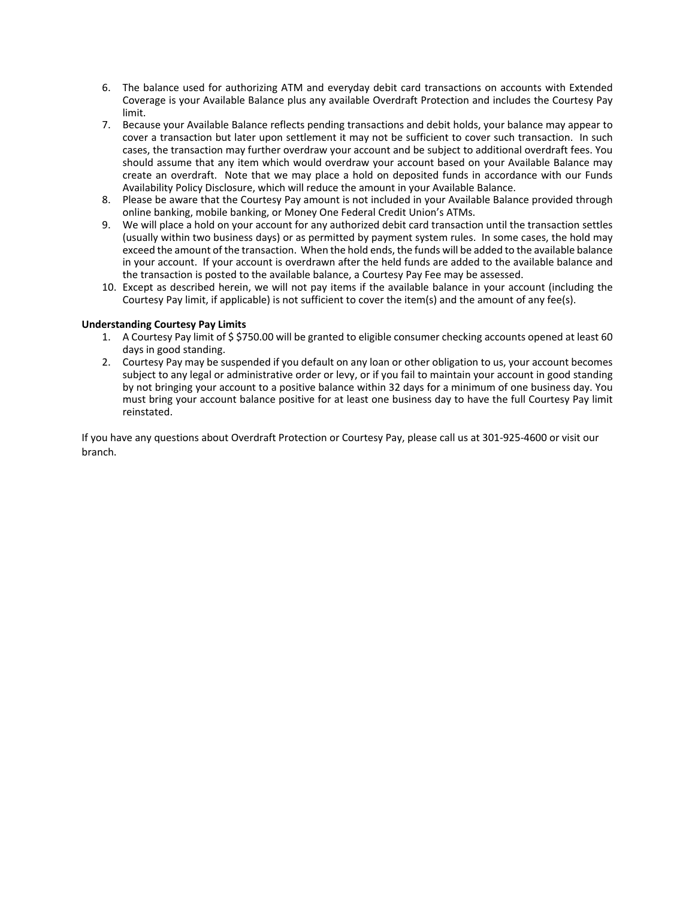6. The balance used for authorizing ATM and everyday debit card transactions on accounts with Extended Coverage is your Available Balance plus any available Overdraft Protection and includes the Courtesy Pay limit.
7. Because your Available Balance reflects pending transactions and debit holds, your balance may appear to cover a transaction but later upon settlement it may not be sufficient to cover such transaction. In such cases, the transaction may further overdraw your account and be subject to additional overdraft fees. You should assume that any item which would overdraw your account based on your Available Balance may create an overdraft. Note that we may place a hold on deposited funds in accordance with our Funds Availability Policy Disclosure, which will reduce the amount in your Available Balance.
8. Please be aware that the Courtesy Pay amount is not included in your Available Balance provided through online banking, mobile banking, or Money One Federal Credit Union's ATMs.
9. We will place a hold on your account for any authorized debit card transaction until the transaction settles (usually within two business days) or as permitted by payment system rules. In some cases, the hold may exceed the amount of the transaction. When the hold ends, the funds will be added to the available balance in your account. If your account is overdrawn after the held funds are added to the available balance and the transaction is posted to the available balance, a Courtesy Pay Fee may be assessed.
10. Except as described herein, we will not pay items if the available balance in your account (including the Courtesy Pay limit, if applicable) is not sufficient to cover the item(s) and the amount of any fee(s).

**Understanding Courtesy Pay Limits**

1. A Courtesy Pay limit of $ $750.00 will be granted to eligible consumer checking accounts opened at least 60 days in good standing.
2. Courtesy Pay may be suspended if you default on any loan or other obligation to us, your account becomes subject to any legal or administrative order or levy, or if you fail to maintain your account in good standing by not bringing your account to a positive balance within 32 days for a minimum of one business day. You must bring your account balance positive for at least one business day to have the full Courtesy Pay limit reinstated.

If you have any questions about Overdraft Protection or Courtesy Pay, please call us at 301-925-4600 or visit our branch.